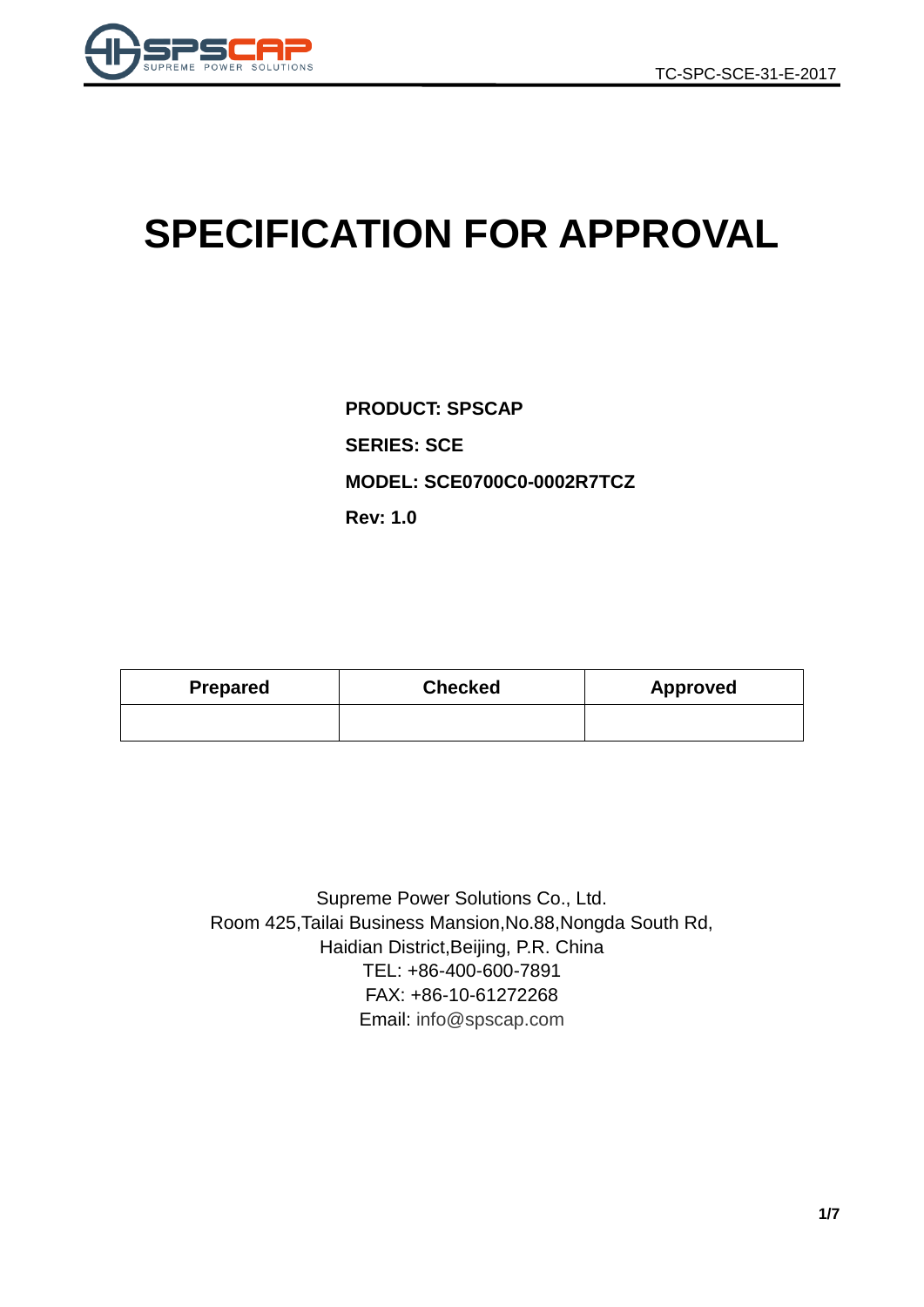# SPECIFICATION FOR APPROVAL

**PRODUCT: SPSCAP**

**SERIES: SCE**

**MODEL: SCE0700C0-0002R7TCZ**

**Rev: 1.0**

| Prepared | Checked | Approved |
|---|---|---|
| | | |

Supreme Power Solutions Co., Ltd.
Room 425,Tailai Business Mansion,No.88,Nongda South Rd,
Haidian District,Beijing, P.R. China
TEL: +86-400-600-7891
FAX: +86-10-61272268
Email: info@spscap.com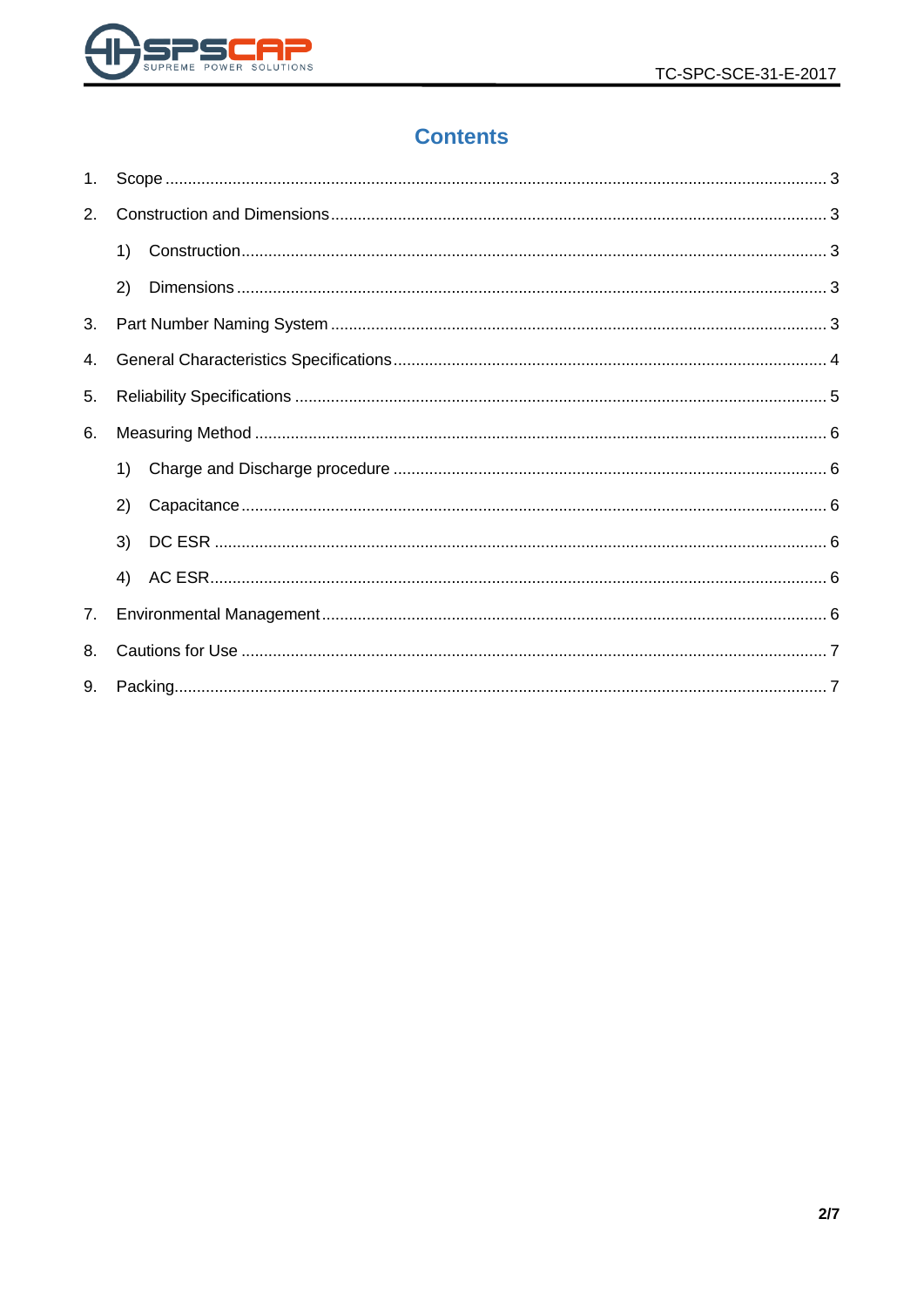# Contents

1. Scope ........................................................................................................................................ 3
2. Construction and Dimensions ................................................................................................... 3
   1) Construction .......................................................................................................................... 3
   2) Dimensions ............................................................................................................................ 3
3. Part Number Naming System .................................................................................................... 3
4. General Characteristics Specifications ..................................................................................... 4
5. Reliability Specifications ........................................................................................................... 5
6. Measuring Method ..................................................................................................................... 6
   1) Charge and Discharge procedure ......................................................................................... 6
   2) Capacitance ........................................................................................................................... 6
   3) DC ESR .................................................................................................................................. 6
   4) AC ESR .................................................................................................................................. 6
7. Environmental Management ..................................................................................................... 6
8. Cautions for Use ........................................................................................................................ 7
9. Packing ....................................................................................................................................... 7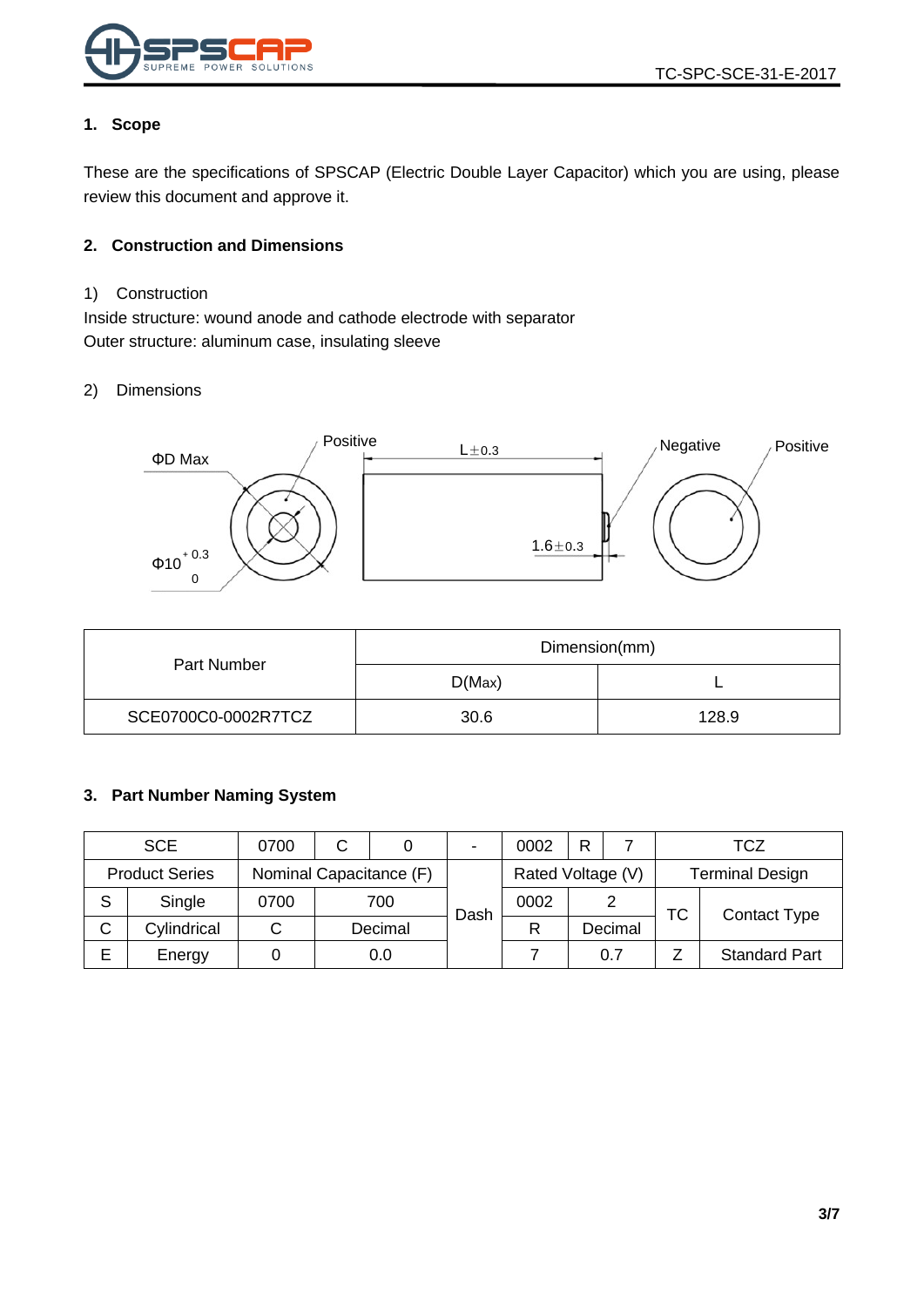## 1. Scope

These are the specifications of SPSCAP (Electric Double Layer Capacitor) which you are using, please review this document and approve it.

## 2. Construction and Dimensions

1) Construction

Inside structure: wound anode and cathode electrode with separator

Outer structure: aluminum case, insulating sleeve

2) Dimensions

ΦD Max

Positive

L±0.3

Negative

Positive

$\Phi 10^{+0.3}_{0}$

1.6±0.3

| Part Number | Dimension(mm) | |
|---|---|---|
| | D(Max) | L |
| SCE0700C0-0002R7TCZ | 30.6 | 128.9 |

## 3. Part Number Naming System

| SCE | | 0700 | C | 0 | - | 0002 | R | 7 | TCZ | |
|---|---|---|---|---|---|---|---|---|---|---|
| Product Series | | Nominal Capacitance (F) | | | Dash | Rated Voltage (V) | | | Terminal Design | |
| S | Single | 0700 | 700 | | | 0002 | 2 | | TC | Contact Type |
| C | Cylindrical | C | Decimal | | | R | Decimal | | | |
| E | Energy | 0 | 0.0 | | | 7 | 0.7 | | Z | Standard Part |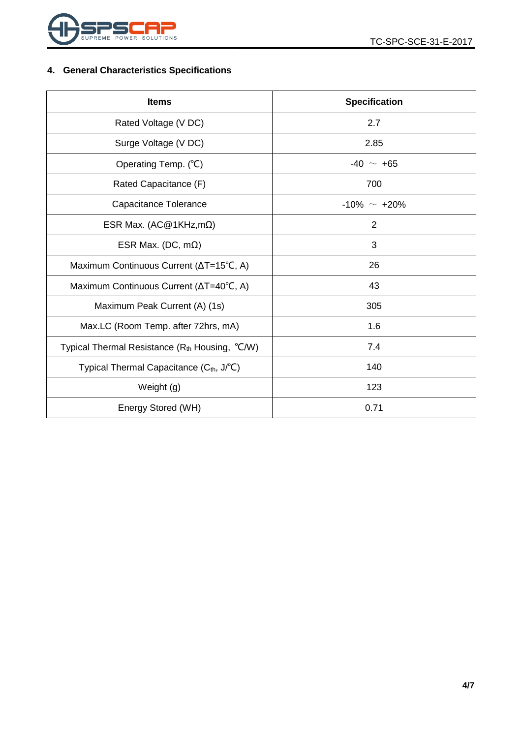## 4. General Characteristics Specifications

| Items | Specification |
|---|---|
| Rated Voltage (V DC) | 2.7 |
| Surge Voltage (V DC) | 2.85 |
| Operating Temp. (℃) | -40 ～ +65 |
| Rated Capacitance (F) | 700 |
| Capacitance Tolerance | -10% ～ +20% |
| ESR Max. (AC@1KHz,mΩ) | 2 |
| ESR Max. (DC, mΩ) | 3 |
| Maximum Continuous Current (ΔT=15℃, A) | 26 |
| Maximum Continuous Current (ΔT=40℃, A) | 43 |
| Maximum Peak Current (A) (1s) | 305 |
| Max.LC (Room Temp. after 72hrs, mA) | 1.6 |
| Typical Thermal Resistance ($R_{th}$ Housing, ℃/W) | 7.4 |
| Typical Thermal Capacitance ($C_{th}$, J/℃) | 140 |
| Weight (g) | 123 |
| Energy Stored (WH) | 0.71 |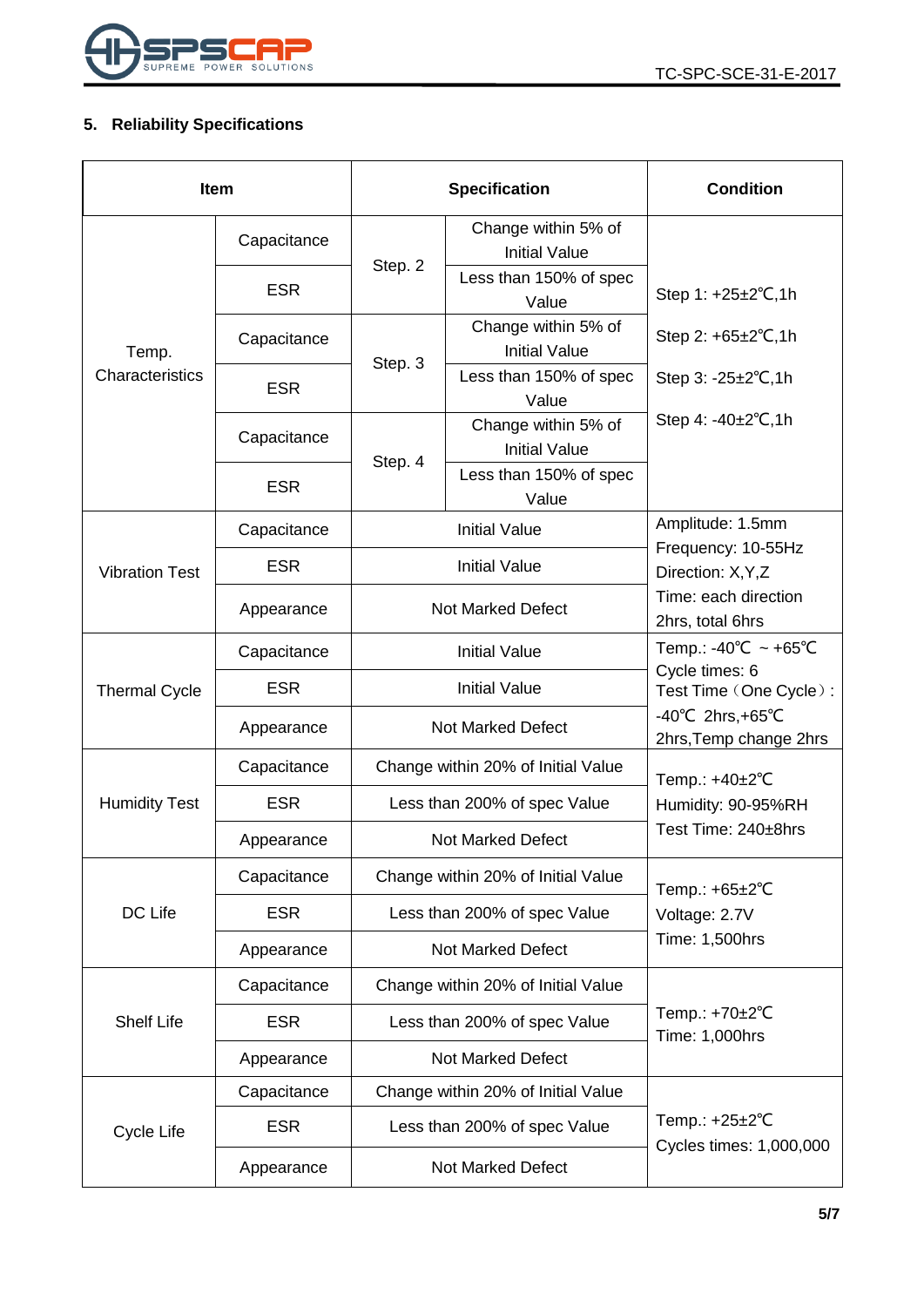## 5. Reliability Specifications

| Item | | Specification | | Condition |
|---|---|---|---|---|
| Temp. Characteristics | Capacitance | Step. 2 | Change within 5% of Initial Value | Step 1: +25±2℃,1h<br>Step 2: +65±2℃,1h<br>Step 3: -25±2℃,1h<br>Step 4: -40±2℃,1h |
| | ESR | | Less than 150% of spec Value | |
| | Capacitance | Step. 3 | Change within 5% of Initial Value | |
| | ESR | | Less than 150% of spec Value | |
| | Capacitance | Step. 4 | Change within 5% of Initial Value | |
| | ESR | | Less than 150% of spec Value | |
| Vibration Test | Capacitance | Initial Value | | Amplitude: 1.5mm<br>Frequency: 10-55Hz<br>Direction: X,Y,Z<br>Time: each direction 2hrs, total 6hrs |
| | ESR | Initial Value | | |
| | Appearance | Not Marked Defect | | |
| Thermal Cycle | Capacitance | Initial Value | | Temp.: -40℃ ~ +65℃<br>Cycle times: 6<br>Test Time（One Cycle）: -40℃ 2hrs,+65℃ 2hrs,Temp change 2hrs |
| | ESR | Initial Value | | |
| | Appearance | Not Marked Defect | | |
| Humidity Test | Capacitance | Change within 20% of Initial Value | | Temp.: +40±2℃<br>Humidity: 90-95%RH<br>Test Time: 240±8hrs |
| | ESR | Less than 200% of spec Value | | |
| | Appearance | Not Marked Defect | | |
| DC Life | Capacitance | Change within 20% of Initial Value | | Temp.: +65±2℃<br>Voltage: 2.7V<br>Time: 1,500hrs |
| | ESR | Less than 200% of spec Value | | |
| | Appearance | Not Marked Defect | | |
| Shelf Life | Capacitance | Change within 20% of Initial Value | | Temp.: +70±2℃<br>Time: 1,000hrs |
| | ESR | Less than 200% of spec Value | | |
| | Appearance | Not Marked Defect | | |
| Cycle Life | Capacitance | Change within 20% of Initial Value | | Temp.: +25±2℃<br>Cycles times: 1,000,000 |
| | ESR | Less than 200% of spec Value | | |
| | Appearance | Not Marked Defect | | |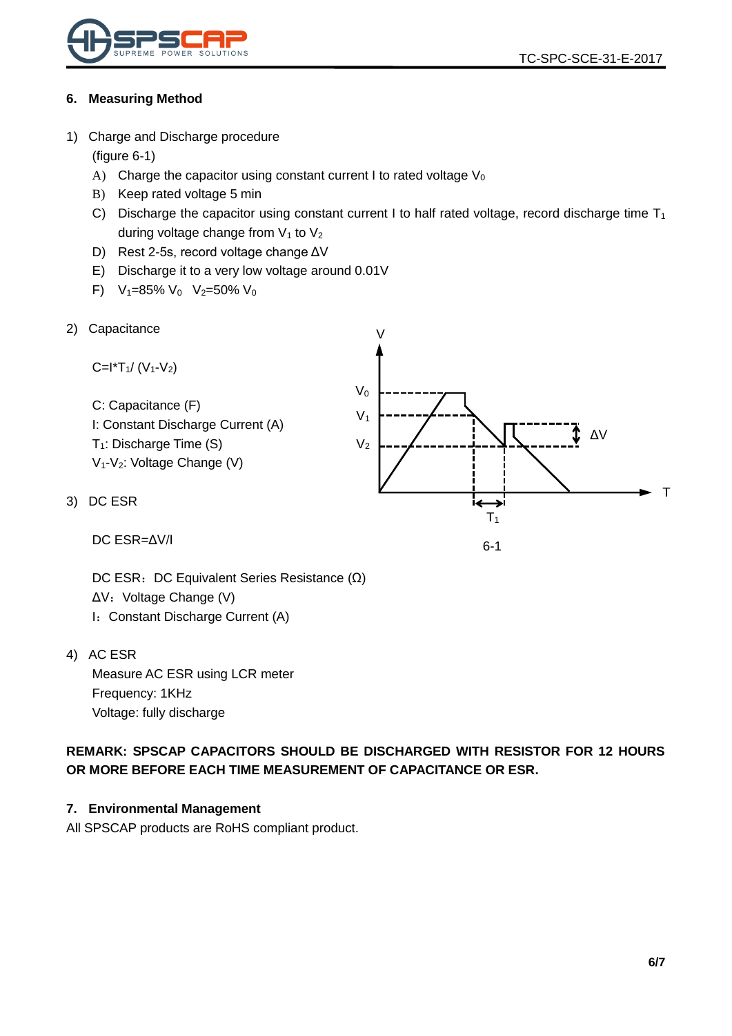## 6. Measuring Method

1) Charge and Discharge procedure
   (figure 6-1)
   A) Charge the capacitor using constant current I to rated voltage $V_0$
   B) Keep rated voltage 5 min
   C) Discharge the capacitor using constant current I to half rated voltage, record discharge time $T_1$ during voltage change from $V_1$ to $V_2$
   D) Rest 2-5s, record voltage change ΔV
   E) Discharge it to a very low voltage around 0.01V
   F) $V_1$=85% $V_0$  $V_2$=50% $V_0$

2) Capacitance

   $C=I*T_1/(V_1-V_2)$

   C: Capacitance (F)
   I: Constant Discharge Current (A)
   $T_1$: Discharge Time (S)
   $V_1-V_2$: Voltage Change (V)

3) DC ESR

   DC ESR=ΔV/I

   DC ESR：DC Equivalent Series Resistance (Ω)
   ΔV：Voltage Change (V)
   I：Constant Discharge Current (A)

6-1

4) AC ESR
   Measure AC ESR using LCR meter
   Frequency: 1KHz
   Voltage: fully discharge

**REMARK: SPSCAP CAPACITORS SHOULD BE DISCHARGED WITH RESISTOR FOR 12 HOURS OR MORE BEFORE EACH TIME MEASUREMENT OF CAPACITANCE OR ESR.**

## 7. Environmental Management

All SPSCAP products are RoHS compliant product.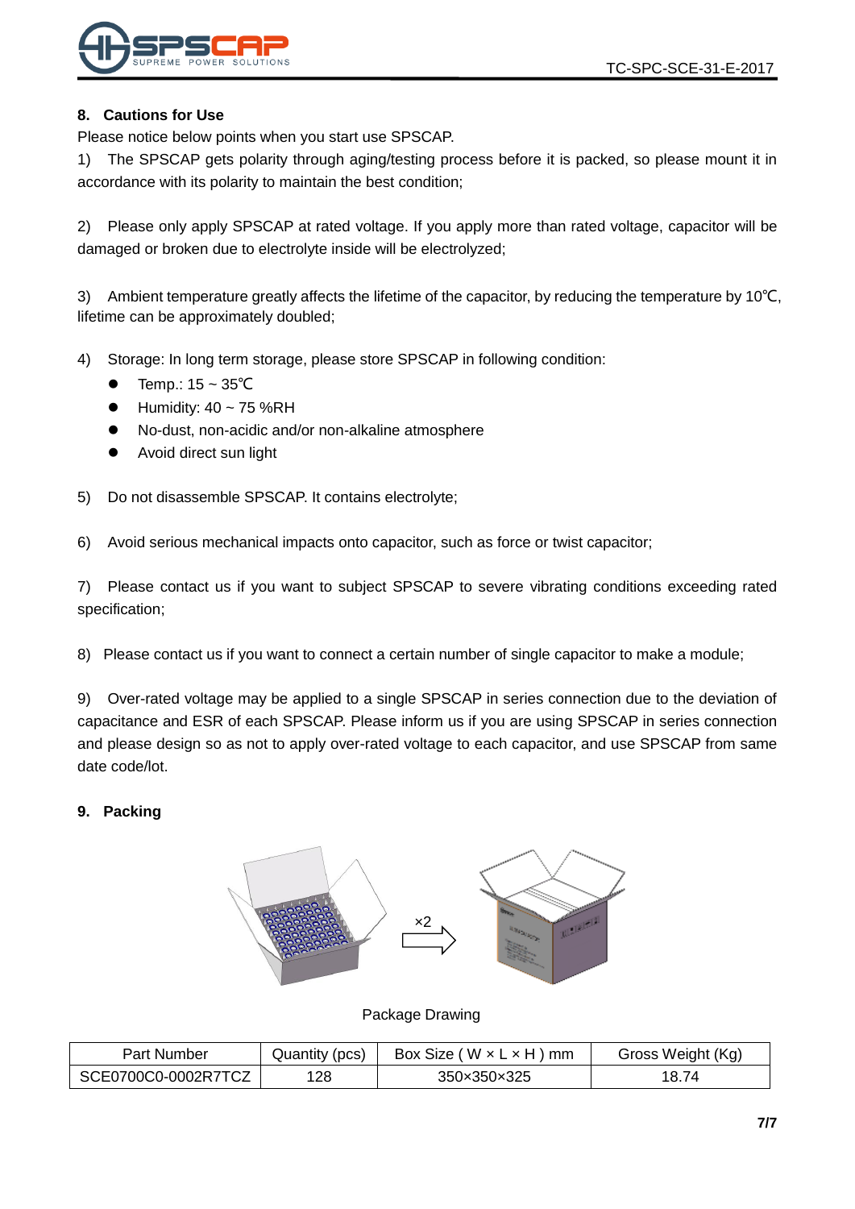## 8. Cautions for Use

Please notice below points when you start use SPSCAP.

1) The SPSCAP gets polarity through aging/testing process before it is packed, so please mount it in accordance with its polarity to maintain the best condition;

2) Please only apply SPSCAP at rated voltage. If you apply more than rated voltage, capacitor will be damaged or broken due to electrolyte inside will be electrolyzed;

3) Ambient temperature greatly affects the lifetime of the capacitor, by reducing the temperature by 10℃, lifetime can be approximately doubled;

4) Storage: In long term storage, please store SPSCAP in following condition:

- Temp.: 15 ~ 35℃
- Humidity: 40 ~ 75 %RH
- No-dust, non-acidic and/or non-alkaline atmosphere
- Avoid direct sun light

5) Do not disassemble SPSCAP. It contains electrolyte;

6) Avoid serious mechanical impacts onto capacitor, such as force or twist capacitor;

7) Please contact us if you want to subject SPSCAP to severe vibrating conditions exceeding rated specification;

8) Please contact us if you want to connect a certain number of single capacitor to make a module;

9) Over-rated voltage may be applied to a single SPSCAP in series connection due to the deviation of capacitance and ESR of each SPSCAP. Please inform us if you are using SPSCAP in series connection and please design so as not to apply over-rated voltage to each capacitor, and use SPSCAP from same date code/lot.

## 9. Packing

×2

Package Drawing

| Part Number | Quantity (pcs) | Box Size ( W × L × H ) mm | Gross Weight (Kg) |
|---|---|---|---|
| SCE0700C0-0002R7TCZ | 128 | 350×350×325 | 18.74 |